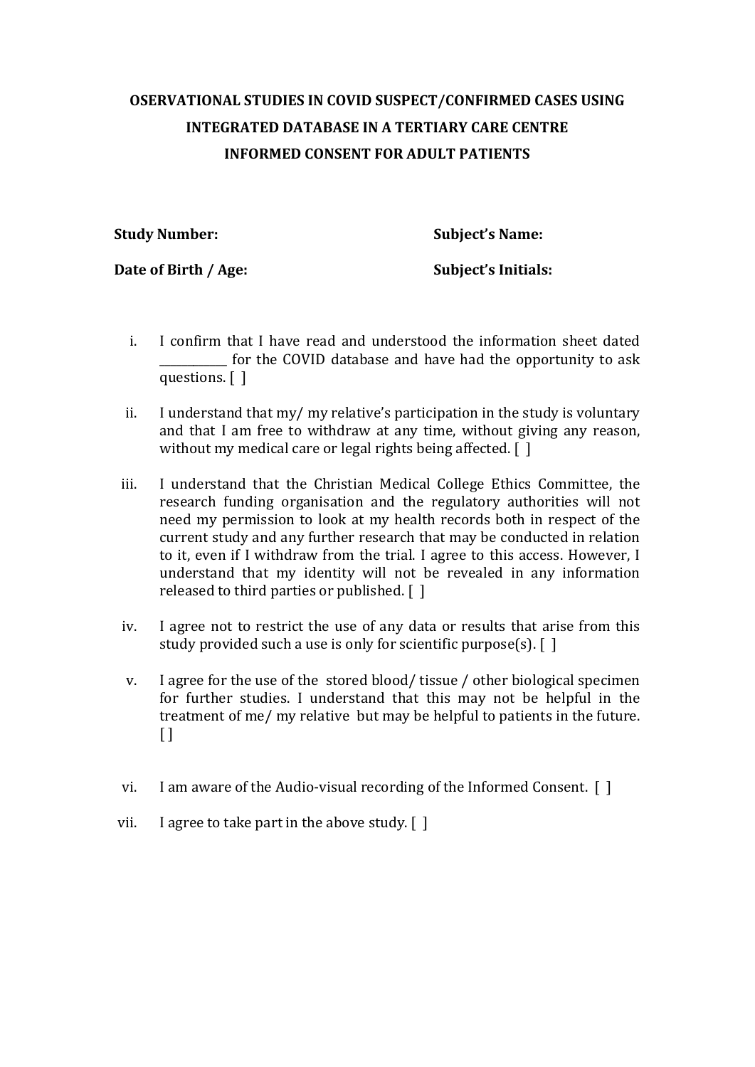**OSERVATIONAL STUDIES IN COVID SUSPECT/CONFIRMED CASES USING INTEGRATED DATABASE IN A TERTIARY CARE CENTRE**

**INFORMED CONSENT FOR ADULT PATIENTS**

**Study Number:**

**Subject's Name:**

**Date of Birth / Age:**

**Subject's Initials:**

i. I confirm that I have read and understood the information sheet dated ___________ for the COVID database and have had the opportunity to ask questions. [ ]

ii. I understand that my/ my relative's participation in the study is voluntary and that I am free to withdraw at any time, without giving any reason, without my medical care or legal rights being affected. [ ]

iii. I understand that the Christian Medical College Ethics Committee, the research funding organisation and the regulatory authorities will not need my permission to look at my health records both in respect of the current study and any further research that may be conducted in relation to it, even if I withdraw from the trial. I agree to this access. However, I understand that my identity will not be revealed in any information released to third parties or published. [ ]

iv. I agree not to restrict the use of any data or results that arise from this study provided such a use is only for scientific purpose(s). [ ]

v. I agree for the use of the stored blood/ tissue / other biological specimen for further studies. I understand that this may not be helpful in the treatment of me/ my relative but may be helpful to patients in the future. [ ]

vi. I am aware of the Audio-visual recording of the Informed Consent. [ ]

vii. I agree to take part in the above study. [ ]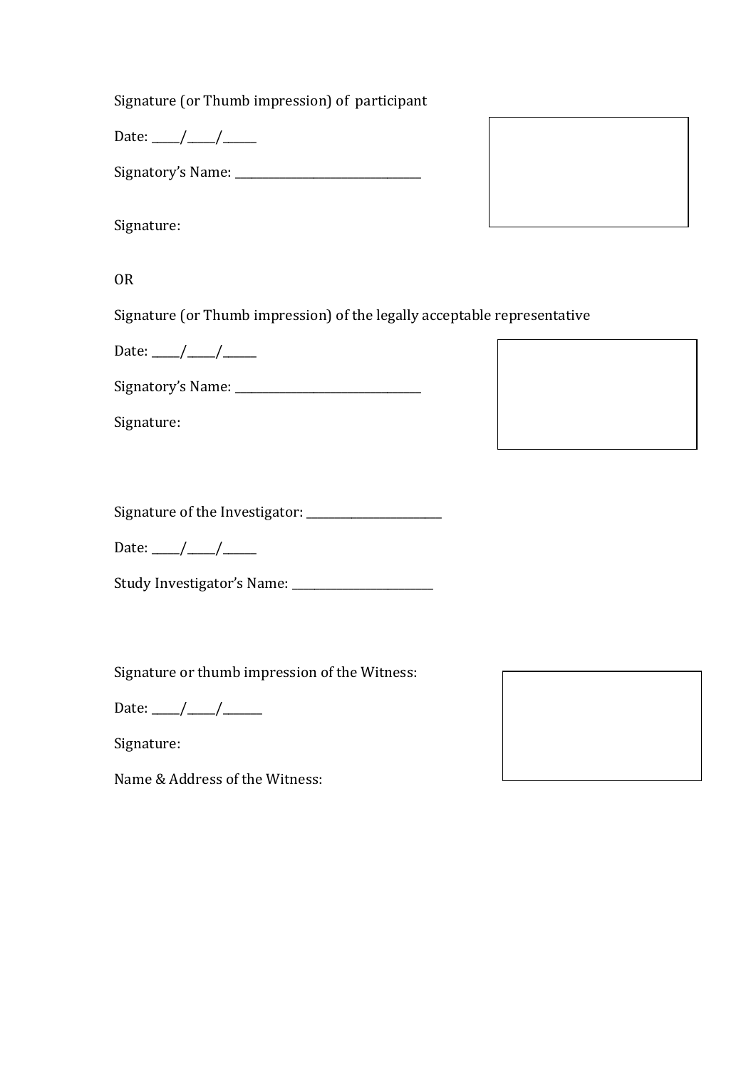Signature (or Thumb impression) of participant

Date: _____/_____/______

Signatory's Name: ________________________________

Signature:

OR

Signature (or Thumb impression) of the legally acceptable representative

Date: _____/_____/______

Signatory's Name: ________________________________

Signature:

Signature of the Investigator: ________________________

Date: _____/_____/______

Study Investigator's Name: ________________________

Signature or thumb impression of the Witness:

Date: _____/_____/_______

Signature:

Name & Address of the Witness: